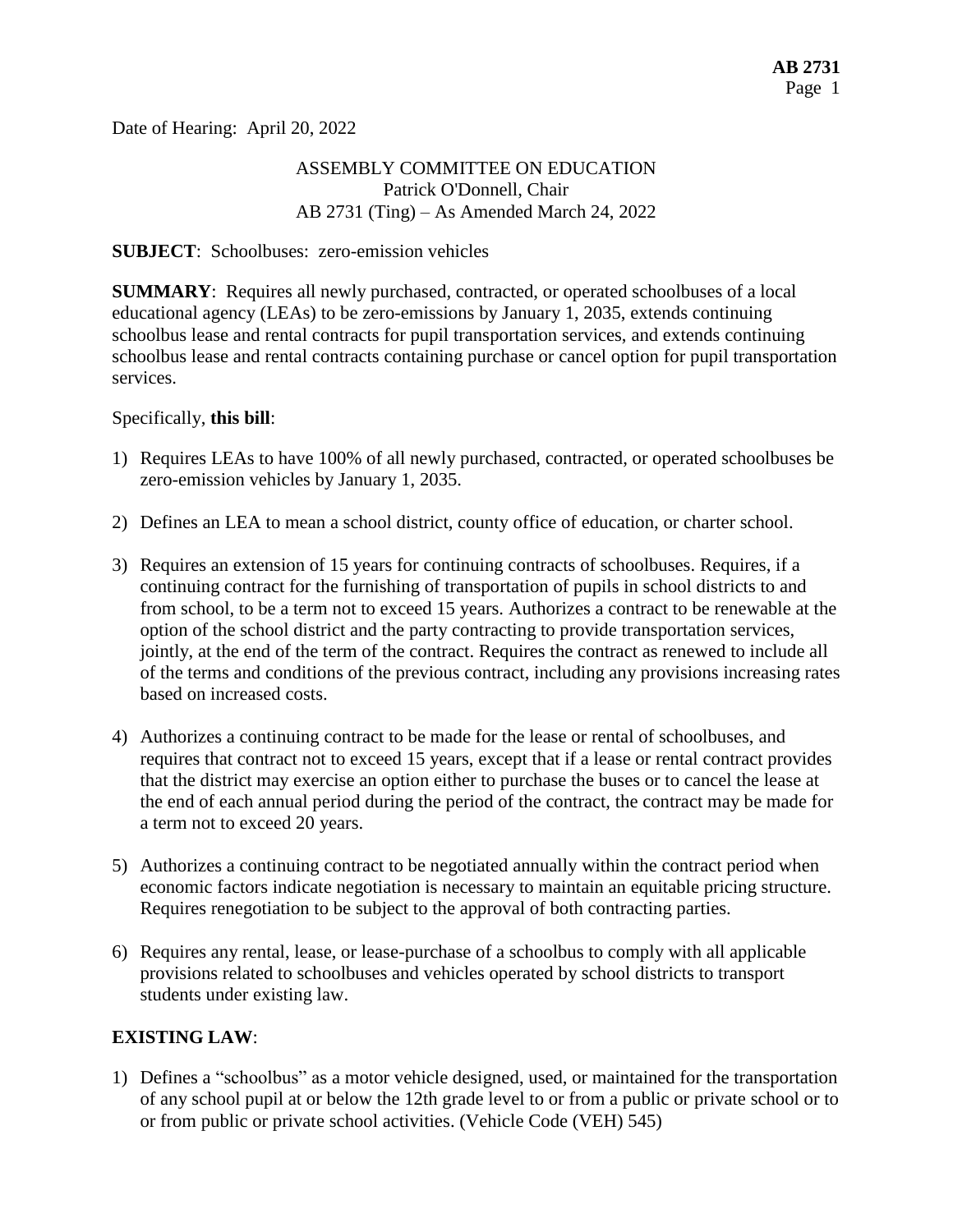Date of Hearing: April 20, 2022

ASSEMBLY COMMITTEE ON EDUCATION
Patrick O'Donnell, Chair
AB 2731 (Ting) – As Amended March 24, 2022

**SUBJECT**: Schoolbuses: zero-emission vehicles

**SUMMARY**: Requires all newly purchased, contracted, or operated schoolbuses of a local educational agency (LEAs) to be zero-emissions by January 1, 2035, extends continuing schoolbus lease and rental contracts for pupil transportation services, and extends continuing schoolbus lease and rental contracts containing purchase or cancel option for pupil transportation services.

Specifically, **this bill**:

1) Requires LEAs to have 100% of all newly purchased, contracted, or operated schoolbuses be zero-emission vehicles by January 1, 2035.

2) Defines an LEA to mean a school district, county office of education, or charter school.

3) Requires an extension of 15 years for continuing contracts of schoolbuses. Requires, if a continuing contract for the furnishing of transportation of pupils in school districts to and from school, to be a term not to exceed 15 years. Authorizes a contract to be renewable at the option of the school district and the party contracting to provide transportation services, jointly, at the end of the term of the contract. Requires the contract as renewed to include all of the terms and conditions of the previous contract, including any provisions increasing rates based on increased costs.

4) Authorizes a continuing contract to be made for the lease or rental of schoolbuses, and requires that contract not to exceed 15 years, except that if a lease or rental contract provides that the district may exercise an option either to purchase the buses or to cancel the lease at the end of each annual period during the period of the contract, the contract may be made for a term not to exceed 20 years.

5) Authorizes a continuing contract to be negotiated annually within the contract period when economic factors indicate negotiation is necessary to maintain an equitable pricing structure. Requires renegotiation to be subject to the approval of both contracting parties.

6) Requires any rental, lease, or lease-purchase of a schoolbus to comply with all applicable provisions related to schoolbuses and vehicles operated by school districts to transport students under existing law.

**EXISTING LAW**:

1) Defines a "schoolbus" as a motor vehicle designed, used, or maintained for the transportation of any school pupil at or below the 12th grade level to or from a public or private school or to or from public or private school activities. (Vehicle Code (VEH) 545)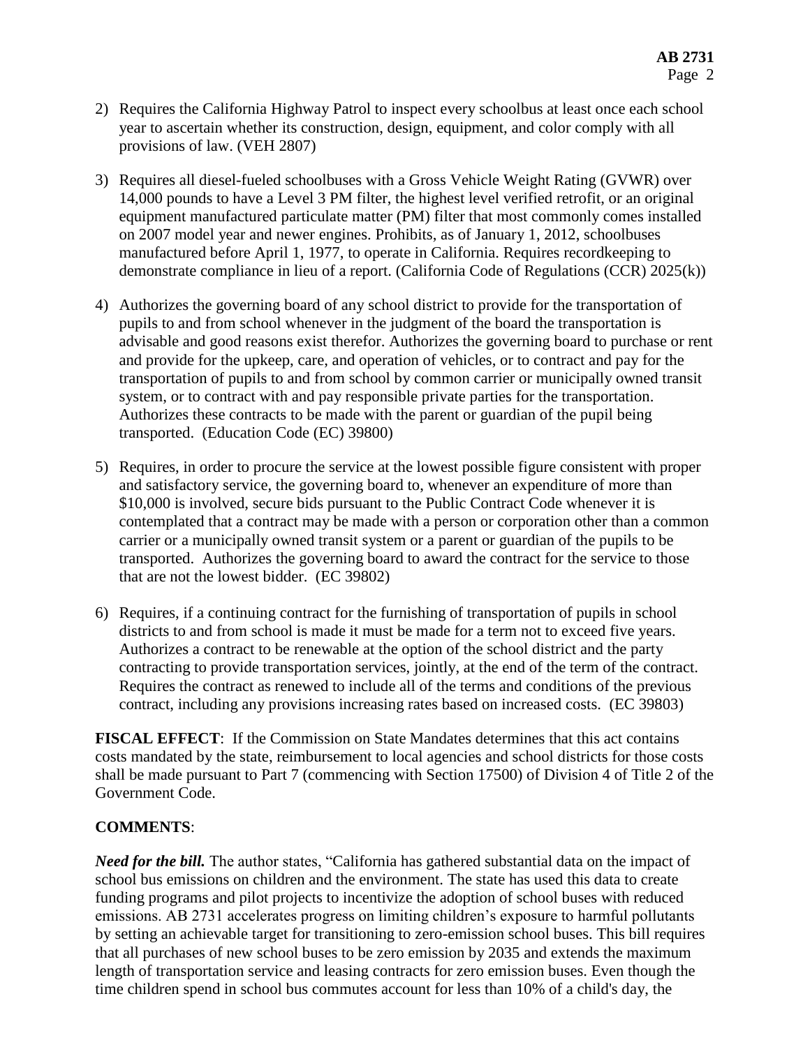2) Requires the California Highway Patrol to inspect every schoolbus at least once each school year to ascertain whether its construction, design, equipment, and color comply with all provisions of law. (VEH 2807)

3) Requires all diesel-fueled schoolbuses with a Gross Vehicle Weight Rating (GVWR) over 14,000 pounds to have a Level 3 PM filter, the highest level verified retrofit, or an original equipment manufactured particulate matter (PM) filter that most commonly comes installed on 2007 model year and newer engines. Prohibits, as of January 1, 2012, schoolbuses manufactured before April 1, 1977, to operate in California. Requires recordkeeping to demonstrate compliance in lieu of a report. (California Code of Regulations (CCR) 2025(k))

4) Authorizes the governing board of any school district to provide for the transportation of pupils to and from school whenever in the judgment of the board the transportation is advisable and good reasons exist therefor. Authorizes the governing board to purchase or rent and provide for the upkeep, care, and operation of vehicles, or to contract and pay for the transportation of pupils to and from school by common carrier or municipally owned transit system, or to contract with and pay responsible private parties for the transportation. Authorizes these contracts to be made with the parent or guardian of the pupil being transported. (Education Code (EC) 39800)

5) Requires, in order to procure the service at the lowest possible figure consistent with proper and satisfactory service, the governing board to, whenever an expenditure of more than $10,000 is involved, secure bids pursuant to the Public Contract Code whenever it is contemplated that a contract may be made with a person or corporation other than a common carrier or a municipally owned transit system or a parent or guardian of the pupils to be transported. Authorizes the governing board to award the contract for the service to those that are not the lowest bidder. (EC 39802)

6) Requires, if a continuing contract for the furnishing of transportation of pupils in school districts to and from school is made it must be made for a term not to exceed five years. Authorizes a contract to be renewable at the option of the school district and the party contracting to provide transportation services, jointly, at the end of the term of the contract. Requires the contract as renewed to include all of the terms and conditions of the previous contract, including any provisions increasing rates based on increased costs. (EC 39803)

**FISCAL EFFECT**: If the Commission on State Mandates determines that this act contains costs mandated by the state, reimbursement to local agencies and school districts for those costs shall be made pursuant to Part 7 (commencing with Section 17500) of Division 4 of Title 2 of the Government Code.

**COMMENTS**:

***Need for the bill.*** The author states, "California has gathered substantial data on the impact of school bus emissions on children and the environment. The state has used this data to create funding programs and pilot projects to incentivize the adoption of school buses with reduced emissions. AB 2731 accelerates progress on limiting children's exposure to harmful pollutants by setting an achievable target for transitioning to zero-emission school buses. This bill requires that all purchases of new school buses to be zero emission by 2035 and extends the maximum length of transportation service and leasing contracts for zero emission buses. Even though the time children spend in school bus commutes account for less than 10% of a child's day, the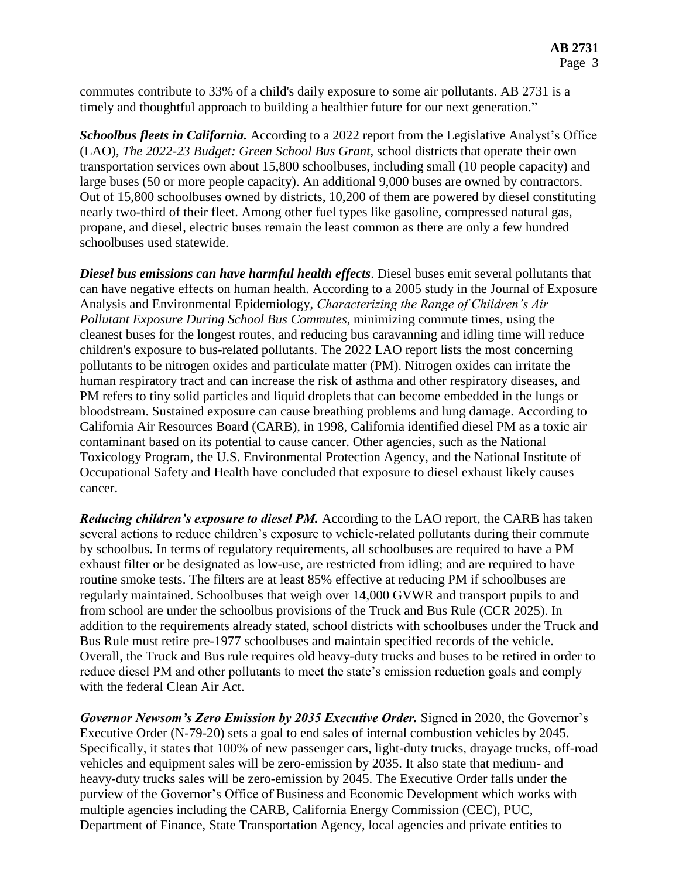commutes contribute to 33% of a child's daily exposure to some air pollutants. AB 2731 is a timely and thoughtful approach to building a healthier future for our next generation."

***Schoolbus fleets in California.*** According to a 2022 report from the Legislative Analyst's Office (LAO), *The 2022-23 Budget: Green School Bus Grant*, school districts that operate their own transportation services own about 15,800 schoolbuses, including small (10 people capacity) and large buses (50 or more people capacity). An additional 9,000 buses are owned by contractors. Out of 15,800 schoolbuses owned by districts, 10,200 of them are powered by diesel constituting nearly two-third of their fleet. Among other fuel types like gasoline, compressed natural gas, propane, and diesel, electric buses remain the least common as there are only a few hundred schoolbuses used statewide.

***Diesel bus emissions can have harmful health effects***. Diesel buses emit several pollutants that can have negative effects on human health. According to a 2005 study in the Journal of Exposure Analysis and Environmental Epidemiology, *Characterizing the Range of Children's Air Pollutant Exposure During School Bus Commutes*, minimizing commute times, using the cleanest buses for the longest routes, and reducing bus caravanning and idling time will reduce children's exposure to bus-related pollutants. The 2022 LAO report lists the most concerning pollutants to be nitrogen oxides and particulate matter (PM). Nitrogen oxides can irritate the human respiratory tract and can increase the risk of asthma and other respiratory diseases, and PM refers to tiny solid particles and liquid droplets that can become embedded in the lungs or bloodstream. Sustained exposure can cause breathing problems and lung damage. According to California Air Resources Board (CARB), in 1998, California identified diesel PM as a toxic air contaminant based on its potential to cause cancer. Other agencies, such as the National Toxicology Program, the U.S. Environmental Protection Agency, and the National Institute of Occupational Safety and Health have concluded that exposure to diesel exhaust likely causes cancer.

***Reducing children's exposure to diesel PM.*** According to the LAO report, the CARB has taken several actions to reduce children's exposure to vehicle-related pollutants during their commute by schoolbus. In terms of regulatory requirements, all schoolbuses are required to have a PM exhaust filter or be designated as low-use, are restricted from idling; and are required to have routine smoke tests. The filters are at least 85% effective at reducing PM if schoolbuses are regularly maintained. Schoolbuses that weigh over 14,000 GVWR and transport pupils to and from school are under the schoolbus provisions of the Truck and Bus Rule (CCR 2025). In addition to the requirements already stated, school districts with schoolbuses under the Truck and Bus Rule must retire pre-1977 schoolbuses and maintain specified records of the vehicle. Overall, the Truck and Bus rule requires old heavy-duty trucks and buses to be retired in order to reduce diesel PM and other pollutants to meet the state's emission reduction goals and comply with the federal Clean Air Act.

***Governor Newsom's Zero Emission by 2035 Executive Order.*** Signed in 2020, the Governor's Executive Order (N-79-20) sets a goal to end sales of internal combustion vehicles by 2045. Specifically, it states that 100% of new passenger cars, light-duty trucks, drayage trucks, off-road vehicles and equipment sales will be zero-emission by 2035. It also state that medium- and heavy-duty trucks sales will be zero-emission by 2045. The Executive Order falls under the purview of the Governor's Office of Business and Economic Development which works with multiple agencies including the CARB, California Energy Commission (CEC), PUC, Department of Finance, State Transportation Agency, local agencies and private entities to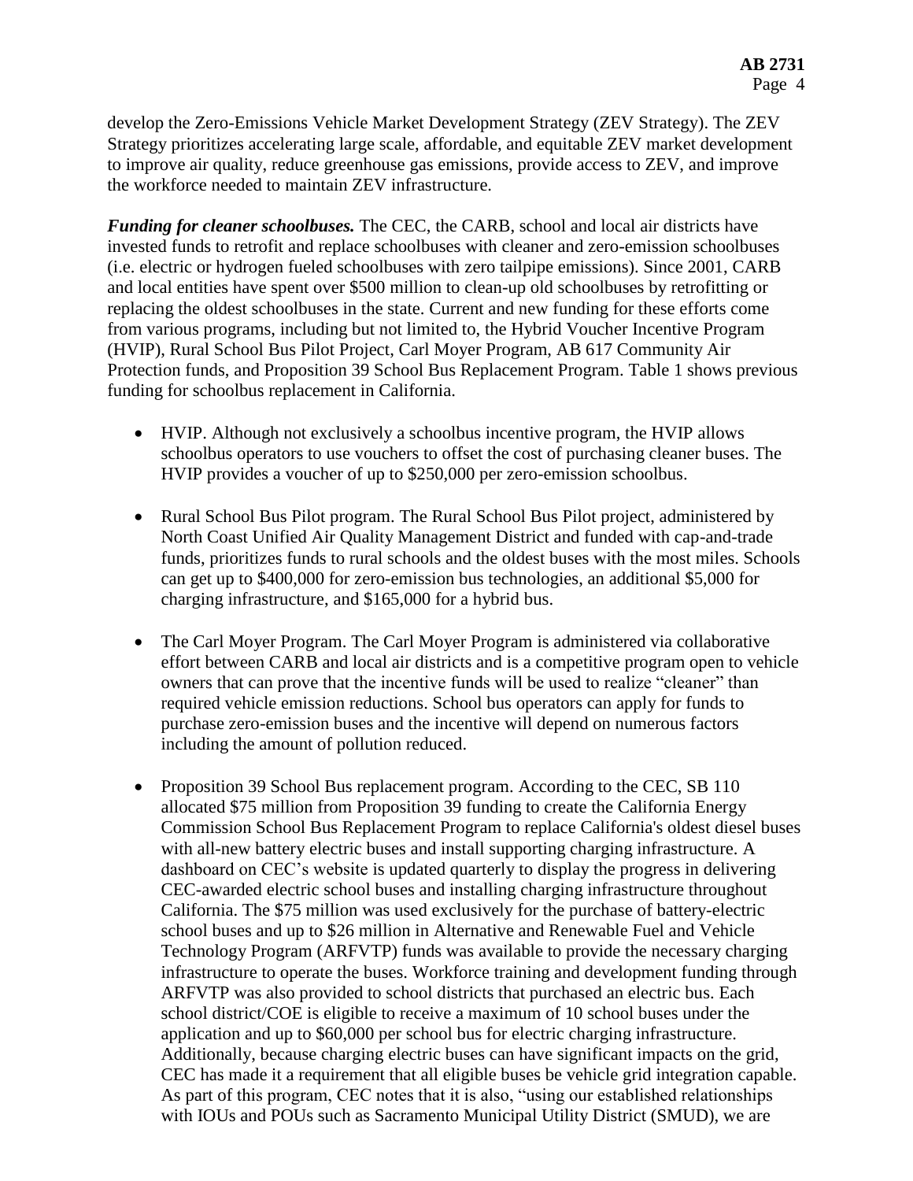develop the Zero-Emissions Vehicle Market Development Strategy (ZEV Strategy). The ZEV Strategy prioritizes accelerating large scale, affordable, and equitable ZEV market development to improve air quality, reduce greenhouse gas emissions, provide access to ZEV, and improve the workforce needed to maintain ZEV infrastructure.

***Funding for cleaner schoolbuses.*** The CEC, the CARB, school and local air districts have invested funds to retrofit and replace schoolbuses with cleaner and zero-emission schoolbuses (i.e. electric or hydrogen fueled schoolbuses with zero tailpipe emissions). Since 2001, CARB and local entities have spent over $500 million to clean-up old schoolbuses by retrofitting or replacing the oldest schoolbuses in the state. Current and new funding for these efforts come from various programs, including but not limited to, the Hybrid Voucher Incentive Program (HVIP), Rural School Bus Pilot Project, Carl Moyer Program, AB 617 Community Air Protection funds, and Proposition 39 School Bus Replacement Program. Table 1 shows previous funding for schoolbus replacement in California.

- HVIP. Although not exclusively a schoolbus incentive program, the HVIP allows schoolbus operators to use vouchers to offset the cost of purchasing cleaner buses. The HVIP provides a voucher of up to $250,000 per zero-emission schoolbus.

- Rural School Bus Pilot program. The Rural School Bus Pilot project, administered by North Coast Unified Air Quality Management District and funded with cap-and-trade funds, prioritizes funds to rural schools and the oldest buses with the most miles. Schools can get up to $400,000 for zero-emission bus technologies, an additional $5,000 for charging infrastructure, and $165,000 for a hybrid bus.

- The Carl Moyer Program. The Carl Moyer Program is administered via collaborative effort between CARB and local air districts and is a competitive program open to vehicle owners that can prove that the incentive funds will be used to realize "cleaner" than required vehicle emission reductions. School bus operators can apply for funds to purchase zero-emission buses and the incentive will depend on numerous factors including the amount of pollution reduced.

- Proposition 39 School Bus replacement program. According to the CEC, SB 110 allocated $75 million from Proposition 39 funding to create the California Energy Commission School Bus Replacement Program to replace California's oldest diesel buses with all-new battery electric buses and install supporting charging infrastructure. A dashboard on CEC's website is updated quarterly to display the progress in delivering CEC-awarded electric school buses and installing charging infrastructure throughout California. The $75 million was used exclusively for the purchase of battery-electric school buses and up to $26 million in Alternative and Renewable Fuel and Vehicle Technology Program (ARFVTP) funds was available to provide the necessary charging infrastructure to operate the buses. Workforce training and development funding through ARFVTP was also provided to school districts that purchased an electric bus. Each school district/COE is eligible to receive a maximum of 10 school buses under the application and up to $60,000 per school bus for electric charging infrastructure. Additionally, because charging electric buses can have significant impacts on the grid, CEC has made it a requirement that all eligible buses be vehicle grid integration capable. As part of this program, CEC notes that it is also, "using our established relationships with IOUs and POUs such as Sacramento Municipal Utility District (SMUD), we are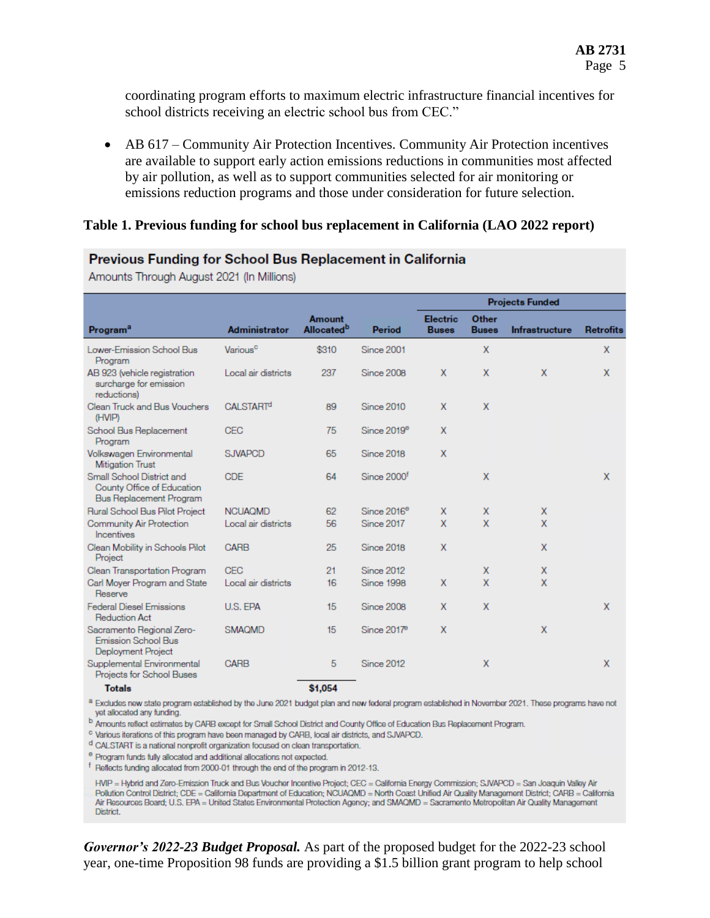coordinating program efforts to maximum electric infrastructure financial incentives for school districts receiving an electric school bus from CEC."

- AB 617 – Community Air Protection Incentives. Community Air Protection incentives are available to support early action emissions reductions in communities most affected by air pollution, as well as to support communities selected for air monitoring or emissions reduction programs and those under consideration for future selection.

**Table 1. Previous funding for school bus replacement in California (LAO 2022 report)**

**Previous Funding for School Bus Replacement in California**

Amounts Through August 2021 (In Millions)

| Program[a] | Administrator | Amount Allocated[b] | Period | Projects Funded | | | |
|---|---|---|---|---|---|---|---|
| | | | | Electric Buses | Other Buses | Infrastructure | Retrofits |
| Lower-Emission School Bus Program | Various[c] | $310 | Since 2001 | | X | | X |
| AB 923 (vehicle registration surcharge for emission reductions) | Local air districts | 237 | Since 2008 | X | X | X | X |
| Clean Truck and Bus Vouchers (HVIP) | CALSTART[d] | 89 | Since 2010 | X | X | | |
| School Bus Replacement Program | CEC | 75 | Since 2019[e] | X | | | |
| Volkswagen Environmental Mitigation Trust | SJVAPCD | 65 | Since 2018 | X | | | |
| Small School District and County Office of Education Bus Replacement Program | CDE | 64 | Since 2000[f] | | X | | X |
| Rural School Bus Pilot Project | NCUAQMD | 62 | Since 2016[e] | X | X | X | |
| Community Air Protection Incentives | Local air districts | 56 | Since 2017 | X | X | X | |
| Clean Mobility in Schools Pilot Project | CARB | 25 | Since 2018 | X | | X | |
| Clean Transportation Program | CEC | 21 | Since 2012 | | X | X | |
| Carl Moyer Program and State Reserve | Local air districts | 16 | Since 1998 | X | X | X | |
| Federal Diesel Emissions Reduction Act | U.S. EPA | 15 | Since 2008 | X | X | | X |
| Sacramento Regional Zero-Emission School Bus Deployment Project | SMAQMD | 15 | Since 2017[e] | X | | X | |
| Supplemental Environmental Projects for School Buses | CARB | 5 | Since 2012 | | X | | X |
| **Totals** | | **$1,054** | | | | | |

[a] Excludes new state program established by the June 2021 budget plan and new federal program established in November 2021. These programs have not yet allocated any funding.

[b] Amounts reflect estimates by CARB except for Small School District and County Office of Education Bus Replacement Program.

[c] Various iterations of this program have been managed by CARB, local air districts, and SJVAPCD.

[d] CALSTART is a national nonprofit organization focused on clean transportation.

[e] Program funds fully allocated and additional allocations not expected.

[f] Reflects funding allocated from 2000-01 through the end of the program in 2012-13.

HVIP = Hybrid and Zero-Emission Truck and Bus Voucher Incentive Project; CEC = California Energy Commission; SJVAPCD = San Joaquin Valley Air Pollution Control District; CDE = California Department of Education; NCUAQMD = North Coast Unified Air Quality Management District; CARB = California Air Resources Board; U.S. EPA = United States Environmental Protection Agency; and SMAQMD = Sacramento Metropolitan Air Quality Management District.

***Governor's 2022-23 Budget Proposal.*** As part of the proposed budget for the 2022-23 school year, one-time Proposition 98 funds are providing a $1.5 billion grant program to help school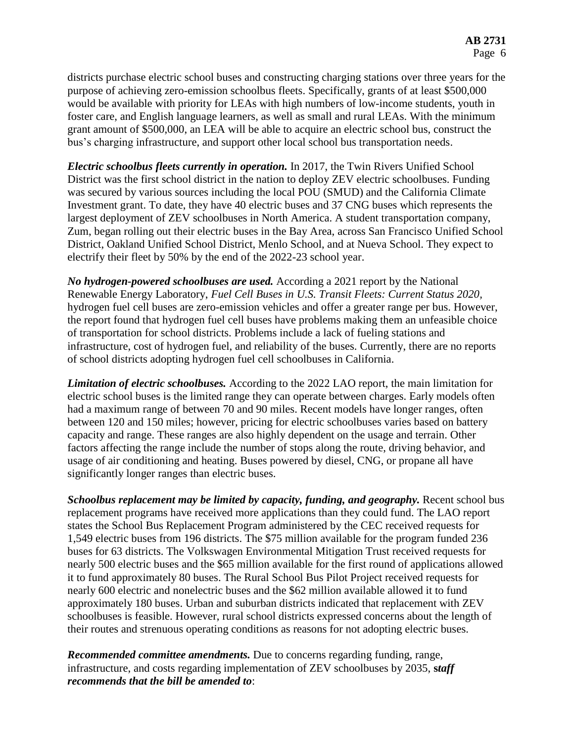districts purchase electric school buses and constructing charging stations over three years for the purpose of achieving zero-emission schoolbus fleets. Specifically, grants of at least $500,000 would be available with priority for LEAs with high numbers of low-income students, youth in foster care, and English language learners, as well as small and rural LEAs. With the minimum grant amount of $500,000, an LEA will be able to acquire an electric school bus, construct the bus's charging infrastructure, and support other local school bus transportation needs.

***Electric schoolbus fleets currently in operation.*** In 2017, the Twin Rivers Unified School District was the first school district in the nation to deploy ZEV electric schoolbuses. Funding was secured by various sources including the local POU (SMUD) and the California Climate Investment grant. To date, they have 40 electric buses and 37 CNG buses which represents the largest deployment of ZEV schoolbuses in North America. A student transportation company, Zum, began rolling out their electric buses in the Bay Area, across San Francisco Unified School District, Oakland Unified School District, Menlo School, and at Nueva School. They expect to electrify their fleet by 50% by the end of the 2022-23 school year.

***No hydrogen-powered schoolbuses are used.*** According a 2021 report by the National Renewable Energy Laboratory, *Fuel Cell Buses in U.S. Transit Fleets: Current Status 2020*, hydrogen fuel cell buses are zero-emission vehicles and offer a greater range per bus. However, the report found that hydrogen fuel cell buses have problems making them an unfeasible choice of transportation for school districts. Problems include a lack of fueling stations and infrastructure, cost of hydrogen fuel, and reliability of the buses. Currently, there are no reports of school districts adopting hydrogen fuel cell schoolbuses in California.

***Limitation of electric schoolbuses.*** According to the 2022 LAO report, the main limitation for electric school buses is the limited range they can operate between charges. Early models often had a maximum range of between 70 and 90 miles. Recent models have longer ranges, often between 120 and 150 miles; however, pricing for electric schoolbuses varies based on battery capacity and range. These ranges are also highly dependent on the usage and terrain. Other factors affecting the range include the number of stops along the route, driving behavior, and usage of air conditioning and heating. Buses powered by diesel, CNG, or propane all have significantly longer ranges than electric buses.

***Schoolbus replacement may be limited by capacity, funding, and geography.*** Recent school bus replacement programs have received more applications than they could fund. The LAO report states the School Bus Replacement Program administered by the CEC received requests for 1,549 electric buses from 196 districts. The $75 million available for the program funded 236 buses for 63 districts. The Volkswagen Environmental Mitigation Trust received requests for nearly 500 electric buses and the $65 million available for the first round of applications allowed it to fund approximately 80 buses. The Rural School Bus Pilot Project received requests for nearly 600 electric and nonelectric buses and the $62 million available allowed it to fund approximately 180 buses. Urban and suburban districts indicated that replacement with ZEV schoolbuses is feasible. However, rural school districts expressed concerns about the length of their routes and strenuous operating conditions as reasons for not adopting electric buses.

***Recommended committee amendments.*** Due to concerns regarding funding, range, infrastructure, and costs regarding implementation of ZEV schoolbuses by 2035, ***staff recommends that the bill be amended to***: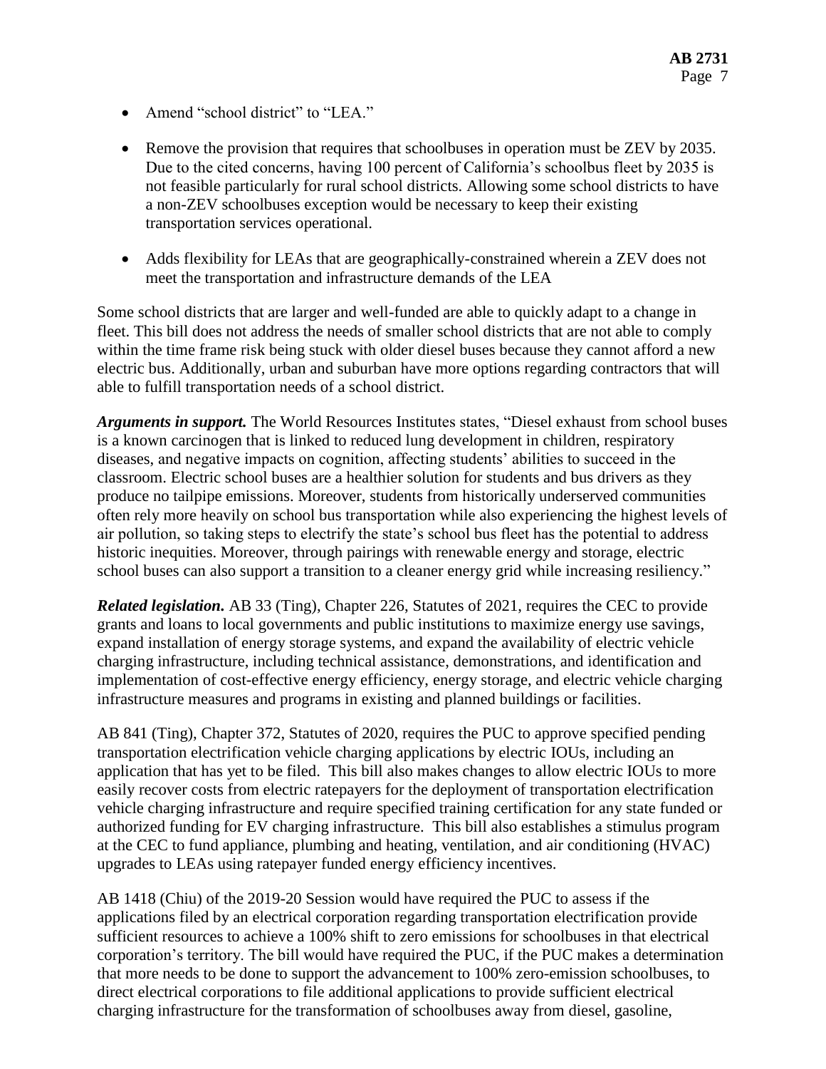- Amend "school district" to "LEA."
- Remove the provision that requires that schoolbuses in operation must be ZEV by 2035. Due to the cited concerns, having 100 percent of California's schoolbus fleet by 2035 is not feasible particularly for rural school districts. Allowing some school districts to have a non-ZEV schoolbuses exception would be necessary to keep their existing transportation services operational.
- Adds flexibility for LEAs that are geographically-constrained wherein a ZEV does not meet the transportation and infrastructure demands of the LEA

Some school districts that are larger and well-funded are able to quickly adapt to a change in fleet. This bill does not address the needs of smaller school districts that are not able to comply within the time frame risk being stuck with older diesel buses because they cannot afford a new electric bus. Additionally, urban and suburban have more options regarding contractors that will able to fulfill transportation needs of a school district.

***Arguments in support.*** The World Resources Institutes states, "Diesel exhaust from school buses is a known carcinogen that is linked to reduced lung development in children, respiratory diseases, and negative impacts on cognition, affecting students' abilities to succeed in the classroom. Electric school buses are a healthier solution for students and bus drivers as they produce no tailpipe emissions. Moreover, students from historically underserved communities often rely more heavily on school bus transportation while also experiencing the highest levels of air pollution, so taking steps to electrify the state's school bus fleet has the potential to address historic inequities. Moreover, through pairings with renewable energy and storage, electric school buses can also support a transition to a cleaner energy grid while increasing resiliency."

***Related legislation.*** AB 33 (Ting), Chapter 226, Statutes of 2021, requires the CEC to provide grants and loans to local governments and public institutions to maximize energy use savings, expand installation of energy storage systems, and expand the availability of electric vehicle charging infrastructure, including technical assistance, demonstrations, and identification and implementation of cost-effective energy efficiency, energy storage, and electric vehicle charging infrastructure measures and programs in existing and planned buildings or facilities.

AB 841 (Ting), Chapter 372, Statutes of 2020, requires the PUC to approve specified pending transportation electrification vehicle charging applications by electric IOUs, including an application that has yet to be filed. This bill also makes changes to allow electric IOUs to more easily recover costs from electric ratepayers for the deployment of transportation electrification vehicle charging infrastructure and require specified training certification for any state funded or authorized funding for EV charging infrastructure. This bill also establishes a stimulus program at the CEC to fund appliance, plumbing and heating, ventilation, and air conditioning (HVAC) upgrades to LEAs using ratepayer funded energy efficiency incentives.

AB 1418 (Chiu) of the 2019-20 Session would have required the PUC to assess if the applications filed by an electrical corporation regarding transportation electrification provide sufficient resources to achieve a 100% shift to zero emissions for schoolbuses in that electrical corporation's territory. The bill would have required the PUC, if the PUC makes a determination that more needs to be done to support the advancement to 100% zero-emission schoolbuses, to direct electrical corporations to file additional applications to provide sufficient electrical charging infrastructure for the transformation of schoolbuses away from diesel, gasoline,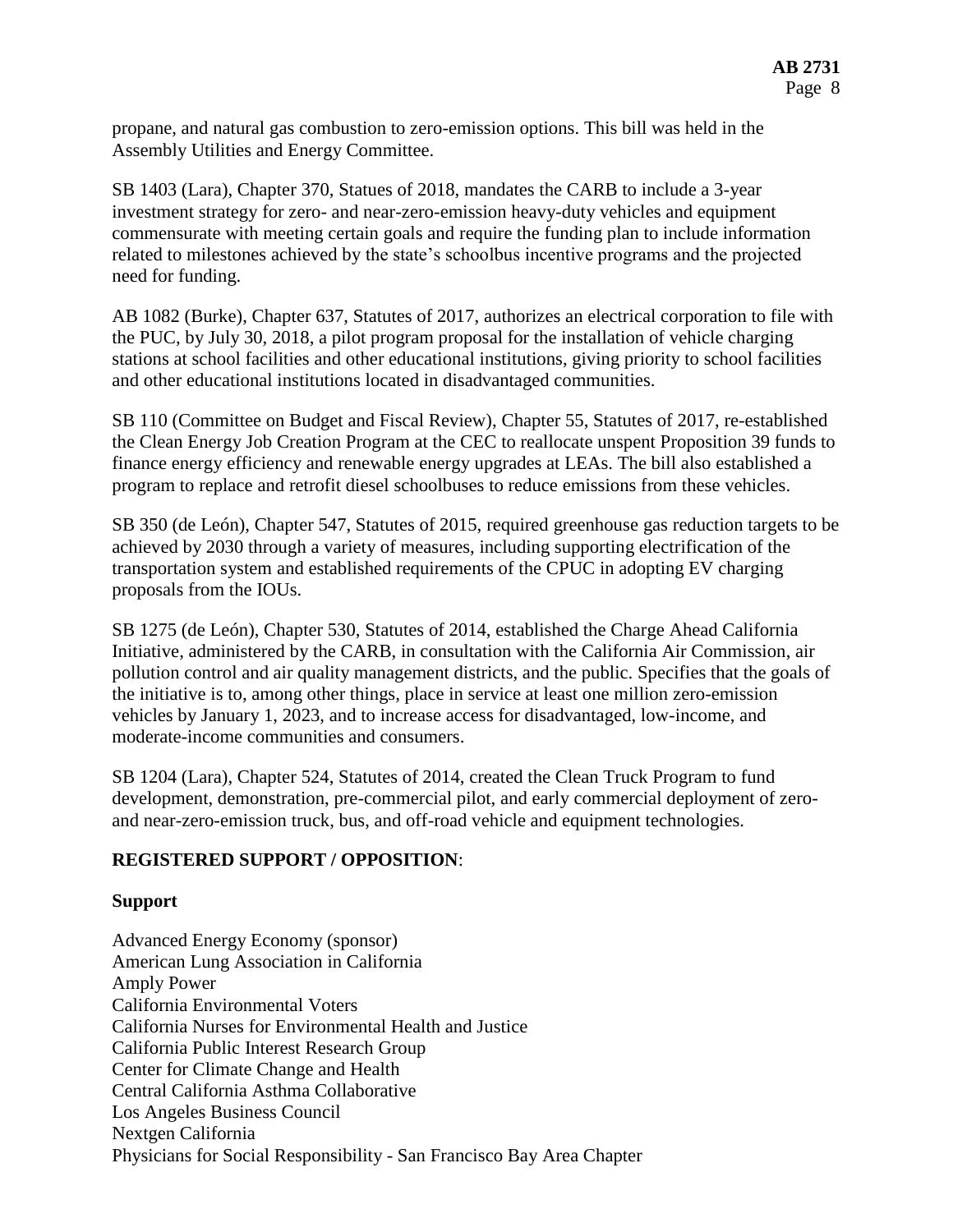propane, and natural gas combustion to zero-emission options. This bill was held in the Assembly Utilities and Energy Committee.

SB 1403 (Lara), Chapter 370, Statues of 2018, mandates the CARB to include a 3-year investment strategy for zero- and near-zero-emission heavy-duty vehicles and equipment commensurate with meeting certain goals and require the funding plan to include information related to milestones achieved by the state's schoolbus incentive programs and the projected need for funding.

AB 1082 (Burke), Chapter 637, Statutes of 2017, authorizes an electrical corporation to file with the PUC, by July 30, 2018, a pilot program proposal for the installation of vehicle charging stations at school facilities and other educational institutions, giving priority to school facilities and other educational institutions located in disadvantaged communities.

SB 110 (Committee on Budget and Fiscal Review), Chapter 55, Statutes of 2017, re-established the Clean Energy Job Creation Program at the CEC to reallocate unspent Proposition 39 funds to finance energy efficiency and renewable energy upgrades at LEAs. The bill also established a program to replace and retrofit diesel schoolbuses to reduce emissions from these vehicles.

SB 350 (de León), Chapter 547, Statutes of 2015, required greenhouse gas reduction targets to be achieved by 2030 through a variety of measures, including supporting electrification of the transportation system and established requirements of the CPUC in adopting EV charging proposals from the IOUs.

SB 1275 (de León), Chapter 530, Statutes of 2014, established the Charge Ahead California Initiative, administered by the CARB, in consultation with the California Air Commission, air pollution control and air quality management districts, and the public. Specifies that the goals of the initiative is to, among other things, place in service at least one million zero-emission vehicles by January 1, 2023, and to increase access for disadvantaged, low-income, and moderate-income communities and consumers.

SB 1204 (Lara), Chapter 524, Statutes of 2014, created the Clean Truck Program to fund development, demonstration, pre-commercial pilot, and early commercial deployment of zero- and near-zero-emission truck, bus, and off-road vehicle and equipment technologies.

**REGISTERED SUPPORT / OPPOSITION**:

**Support**

Advanced Energy Economy (sponsor)
American Lung Association in California
Amply Power
California Environmental Voters
California Nurses for Environmental Health and Justice
California Public Interest Research Group
Center for Climate Change and Health
Central California Asthma Collaborative
Los Angeles Business Council
Nextgen California
Physicians for Social Responsibility - San Francisco Bay Area Chapter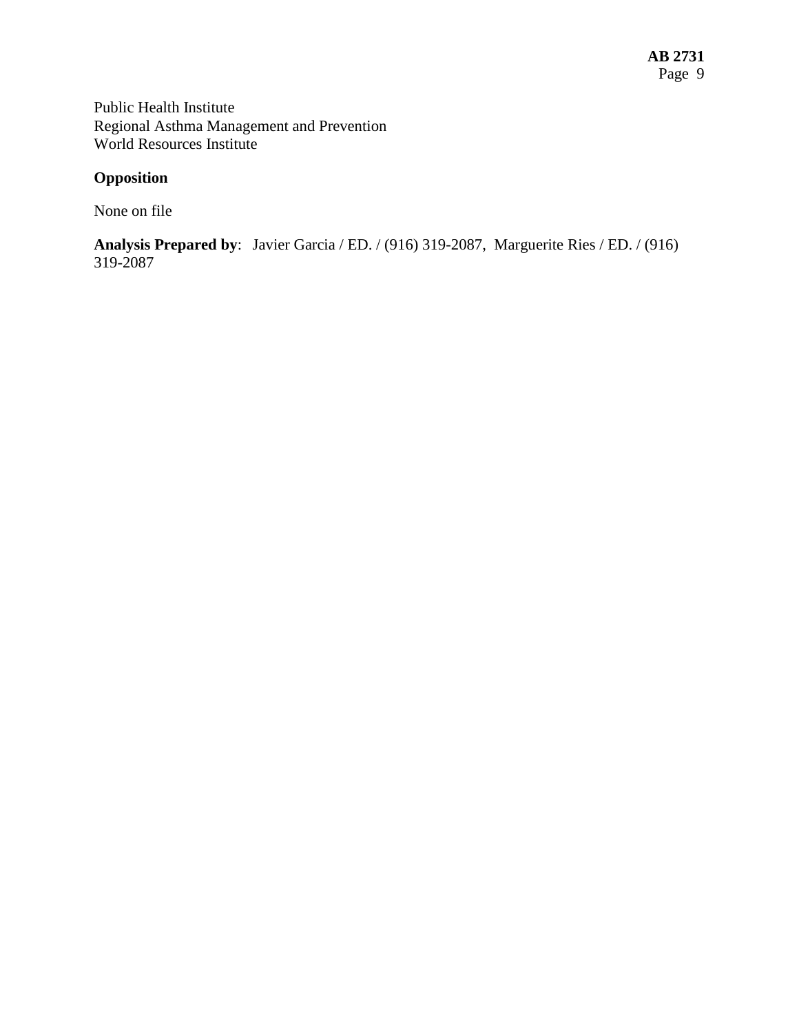Public Health Institute
Regional Asthma Management and Prevention
World Resources Institute

**Opposition**

None on file

**Analysis Prepared by**: Javier Garcia / ED. / (916) 319-2087, Marguerite Ries / ED. / (916) 319-2087